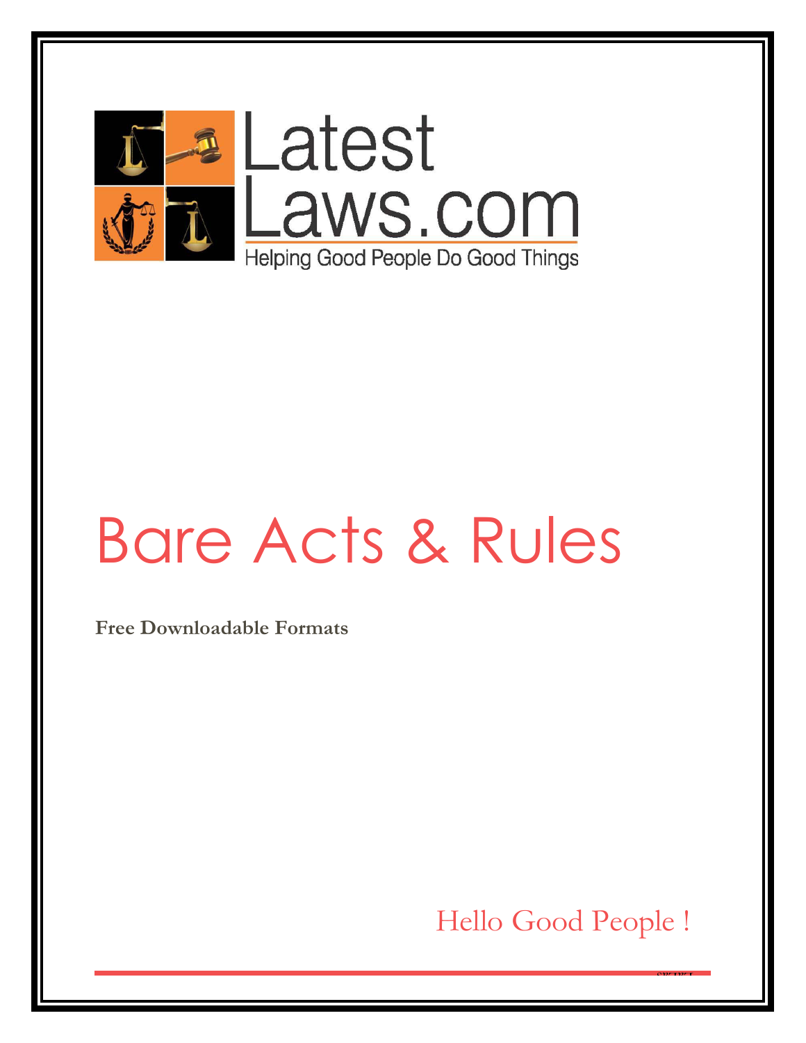Latest Laws.com

Helping Good People Do Good Things

# Bare Acts & Rules

**Free Downloadable Formats**

Hello Good People !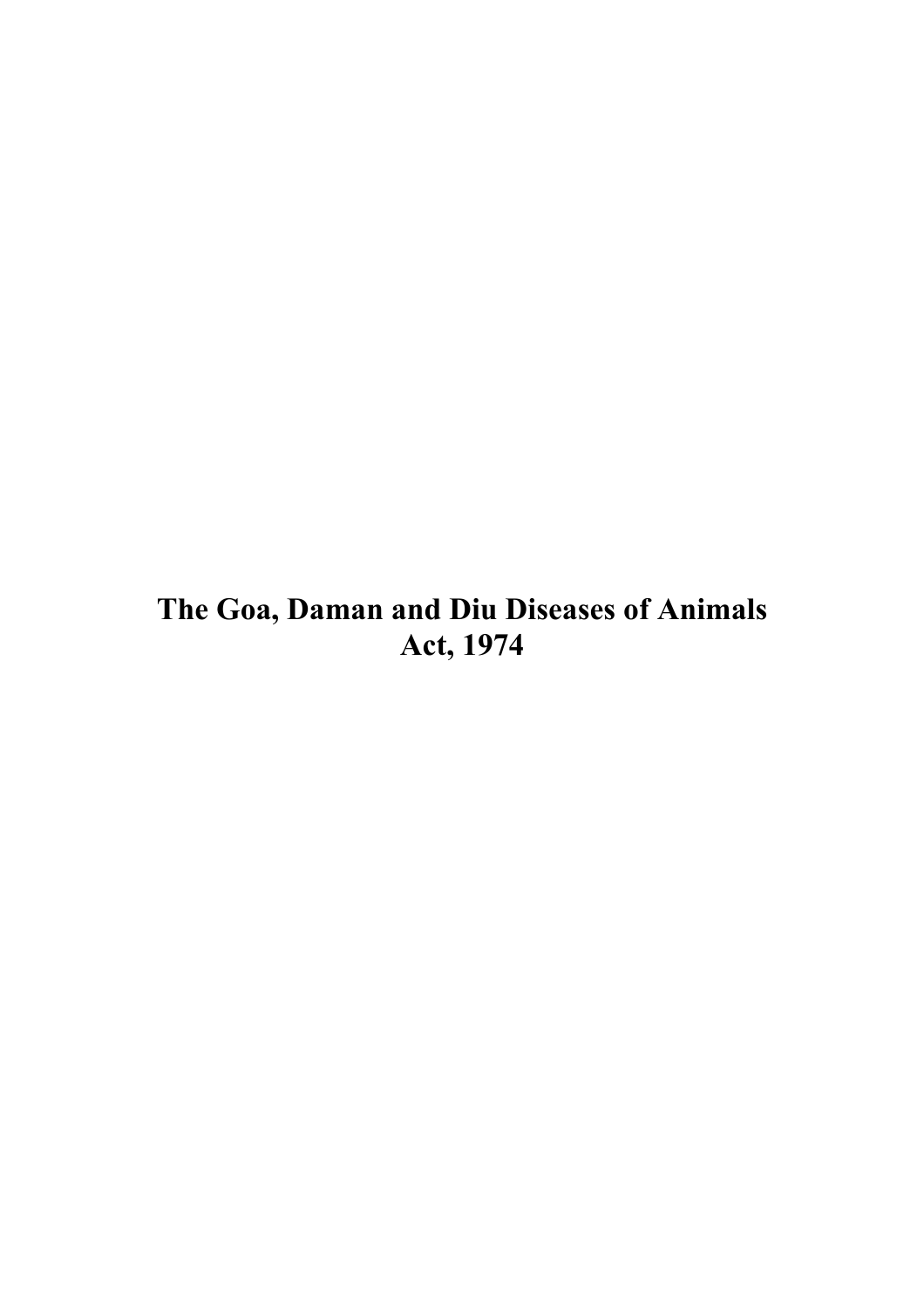# The Goa, Daman and Diu Diseases of Animals Act, 1974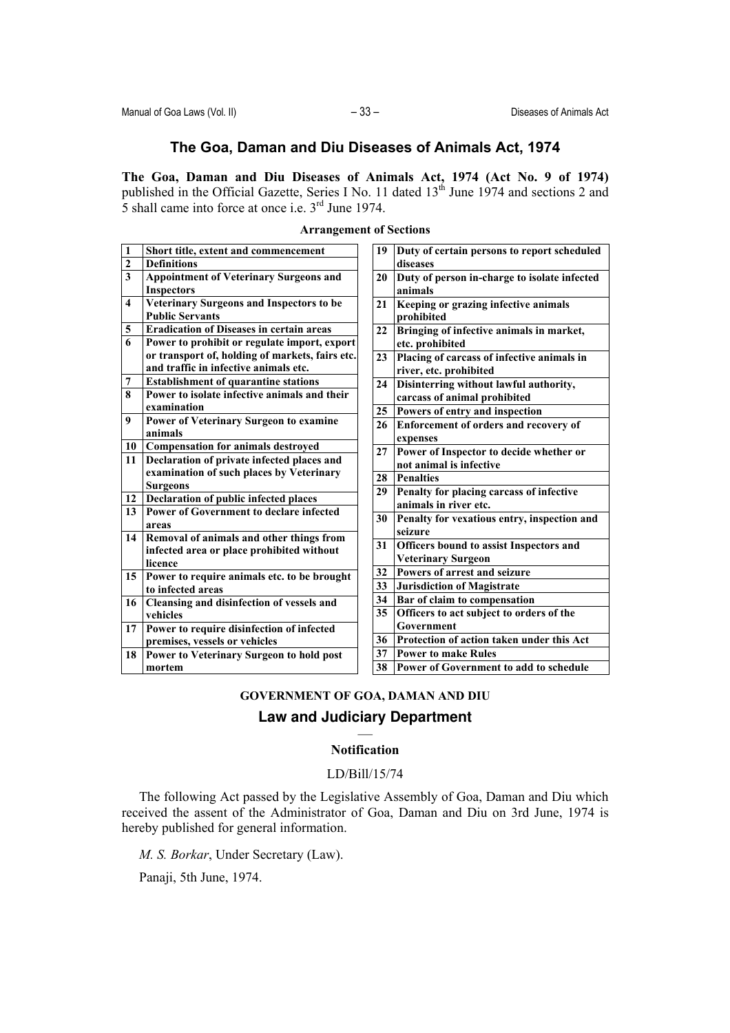# The Goa, Daman and Diu Diseases of Animals Act, 1974

**The Goa, Daman and Diu Diseases of Animals Act, 1974 (Act No. 9 of 1974)** published in the Official Gazette, Series I No. 11 dated 13th June 1974 and sections 2 and 5 shall came into force at once i.e. 3rd June 1974.

**Arrangement of Sections**

| | |
|---|---|
| 1 | **Short title, extent and commencement** |
| 2 | **Definitions** |
| 3 | **Appointment of Veterinary Surgeons and Inspectors** |
| 4 | **Veterinary Surgeons and Inspectors to be Public Servants** |
| 5 | **Eradication of Diseases in certain areas** |
| 6 | **Power to prohibit or regulate import, export or transport of, holding of markets, fairs etc. and traffic in infective animals etc.** |
| 7 | **Establishment of quarantine stations** |
| 8 | **Power to isolate infective animals and their examination** |
| 9 | **Power of Veterinary Surgeon to examine animals** |
| 10 | **Compensation for animals destroyed** |
| 11 | **Declaration of private infected places and examination of such places by Veterinary Surgeons** |
| 12 | **Declaration of public infected places** |
| 13 | **Power of Government to declare infected areas** |
| 14 | **Removal of animals and other things from infected area or place prohibited without licence** |
| 15 | **Power to require animals etc. to be brought to infected areas** |
| 16 | **Cleansing and disinfection of vessels and vehicles** |
| 17 | **Power to require disinfection of infected premises, vessels or vehicles** |
| 18 | **Power to Veterinary Surgeon to hold post mortem** |
| 19 | **Duty of certain persons to report scheduled diseases** |
| 20 | **Duty of person in-charge to isolate infected animals** |
| 21 | **Keeping or grazing infective animals prohibited** |
| 22 | **Bringing of infective animals in market, etc. prohibited** |
| 23 | **Placing of carcass of infective animals in river, etc. prohibited** |
| 24 | **Disinterring without lawful authority, carcass of animal prohibited** |
| 25 | **Powers of entry and inspection** |
| 26 | **Enforcement of orders and recovery of expenses** |
| 27 | **Power of Inspector to decide whether or not animal is infective** |
| 28 | **Penalties** |
| 29 | **Penalty for placing carcass of infective animals in river etc.** |
| 30 | **Penalty for vexatious entry, inspection and seizure** |
| 31 | **Officers bound to assist Inspectors and Veterinary Surgeon** |
| 32 | **Powers of arrest and seizure** |
| 33 | **Jurisdiction of Magistrate** |
| 34 | **Bar of claim to compensation** |
| 35 | **Officers to act subject to orders of the Government** |
| 36 | **Protection of action taken under this Act** |
| 37 | **Power to make Rules** |
| 38 | **Power of Government to add to schedule** |

**GOVERNMENT OF GOA, DAMAN AND DIU**

## Law and Judiciary Department

**Notification**

LD/Bill/15/74

The following Act passed by the Legislative Assembly of Goa, Daman and Diu which received the assent of the Administrator of Goa, Daman and Diu on 3rd June, 1974 is hereby published for general information.

*M. S. Borkar*, Under Secretary (Law).

Panaji, 5th June, 1974.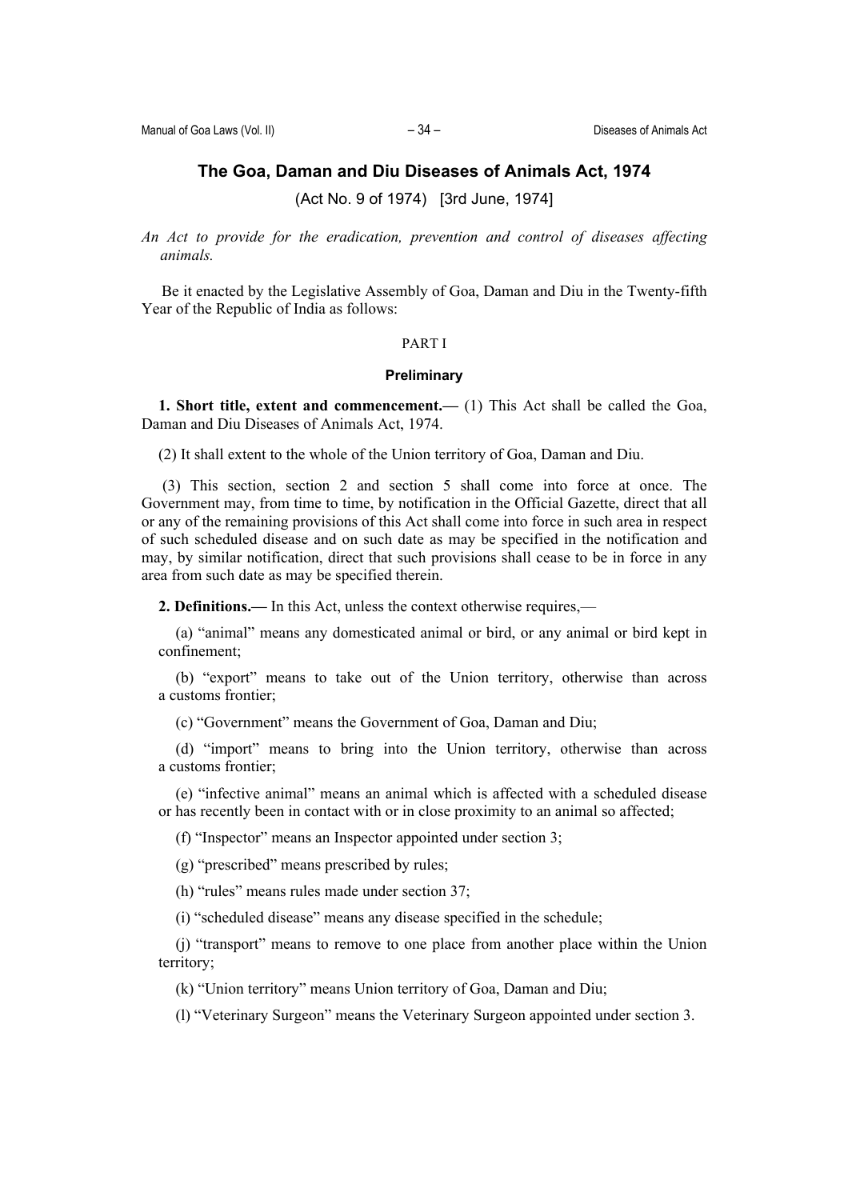## The Goa, Daman and Diu Diseases of Animals Act, 1974

(Act No. 9 of 1974) [3rd June, 1974]

*An Act to provide for the eradication, prevention and control of diseases affecting animals.*

Be it enacted by the Legislative Assembly of Goa, Daman and Diu in the Twenty-fifth Year of the Republic of India as follows:

PART I

### Preliminary

**1. Short title, extent and commencement.—** (1) This Act shall be called the Goa, Daman and Diu Diseases of Animals Act, 1974.

(2) It shall extent to the whole of the Union territory of Goa, Daman and Diu.

(3) This section, section 2 and section 5 shall come into force at once. The Government may, from time to time, by notification in the Official Gazette, direct that all or any of the remaining provisions of this Act shall come into force in such area in respect of such scheduled disease and on such date as may be specified in the notification and may, by similar notification, direct that such provisions shall cease to be in force in any area from such date as may be specified therein.

**2. Definitions.—** In this Act, unless the context otherwise requires,—

(a) "animal" means any domesticated animal or bird, or any animal or bird kept in confinement;

(b) "export" means to take out of the Union territory, otherwise than across a customs frontier;

(c) "Government" means the Government of Goa, Daman and Diu;

(d) "import" means to bring into the Union territory, otherwise than across a customs frontier;

(e) "infective animal" means an animal which is affected with a scheduled disease or has recently been in contact with or in close proximity to an animal so affected;

(f) "Inspector" means an Inspector appointed under section 3;

(g) "prescribed" means prescribed by rules;

(h) "rules" means rules made under section 37;

(i) "scheduled disease" means any disease specified in the schedule;

(j) "transport" means to remove to one place from another place within the Union territory;

(k) "Union territory" means Union territory of Goa, Daman and Diu;

(l) "Veterinary Surgeon" means the Veterinary Surgeon appointed under section 3.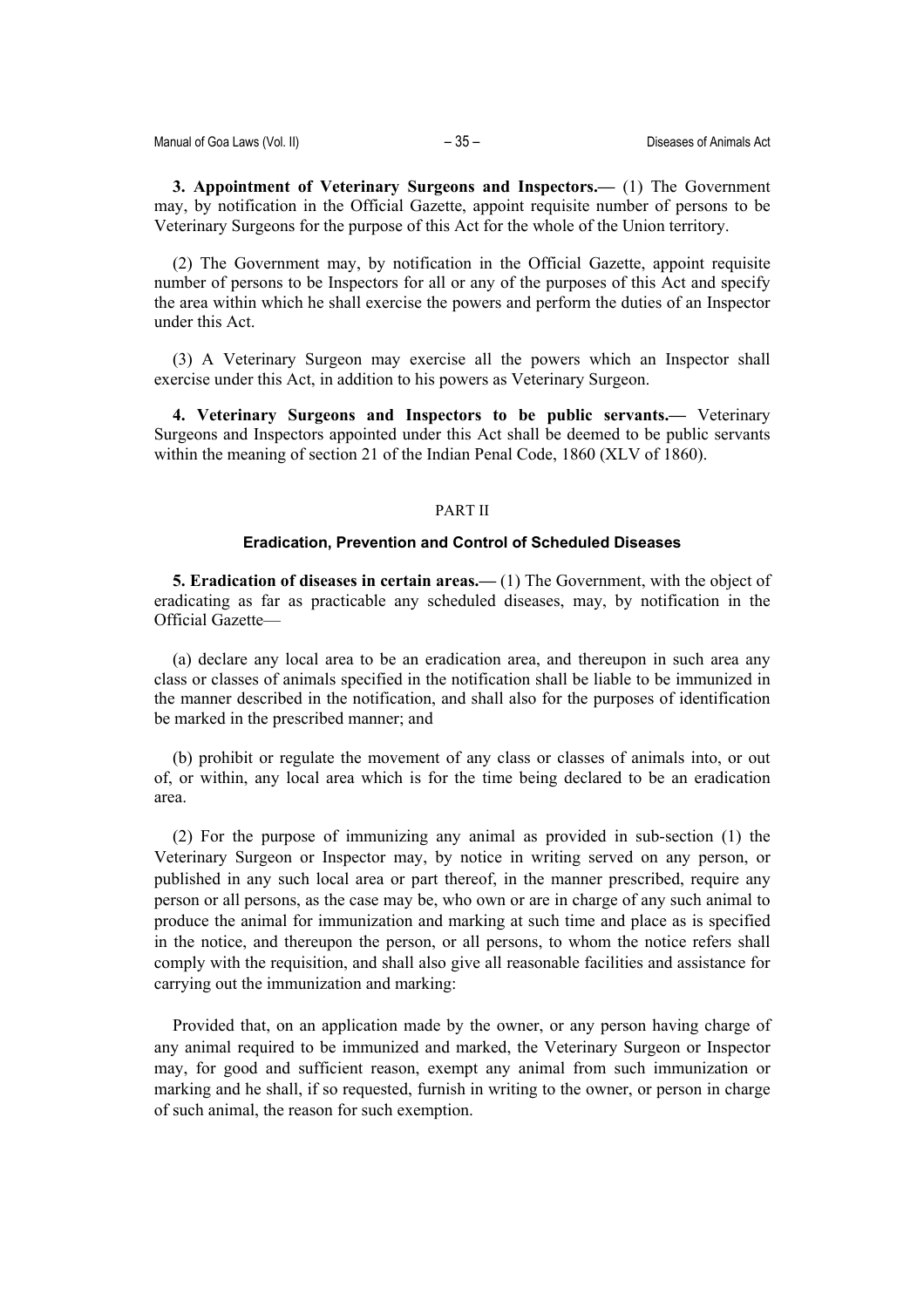**3. Appointment of Veterinary Surgeons and Inspectors.—** (1) The Government may, by notification in the Official Gazette, appoint requisite number of persons to be Veterinary Surgeons for the purpose of this Act for the whole of the Union territory.

(2) The Government may, by notification in the Official Gazette, appoint requisite number of persons to be Inspectors for all or any of the purposes of this Act and specify the area within which he shall exercise the powers and perform the duties of an Inspector under this Act.

(3) A Veterinary Surgeon may exercise all the powers which an Inspector shall exercise under this Act, in addition to his powers as Veterinary Surgeon.

**4. Veterinary Surgeons and Inspectors to be public servants.—** Veterinary Surgeons and Inspectors appointed under this Act shall be deemed to be public servants within the meaning of section 21 of the Indian Penal Code, 1860 (XLV of 1860).

## PART II

### Eradication, Prevention and Control of Scheduled Diseases

**5. Eradication of diseases in certain areas.—** (1) The Government, with the object of eradicating as far as practicable any scheduled diseases, may, by notification in the Official Gazette—

(a) declare any local area to be an eradication area, and thereupon in such area any class or classes of animals specified in the notification shall be liable to be immunized in the manner described in the notification, and shall also for the purposes of identification be marked in the prescribed manner; and

(b) prohibit or regulate the movement of any class or classes of animals into, or out of, or within, any local area which is for the time being declared to be an eradication area.

(2) For the purpose of immunizing any animal as provided in sub-section (1) the Veterinary Surgeon or Inspector may, by notice in writing served on any person, or published in any such local area or part thereof, in the manner prescribed, require any person or all persons, as the case may be, who own or are in charge of any such animal to produce the animal for immunization and marking at such time and place as is specified in the notice, and thereupon the person, or all persons, to whom the notice refers shall comply with the requisition, and shall also give all reasonable facilities and assistance for carrying out the immunization and marking:

Provided that, on an application made by the owner, or any person having charge of any animal required to be immunized and marked, the Veterinary Surgeon or Inspector may, for good and sufficient reason, exempt any animal from such immunization or marking and he shall, if so requested, furnish in writing to the owner, or person in charge of such animal, the reason for such exemption.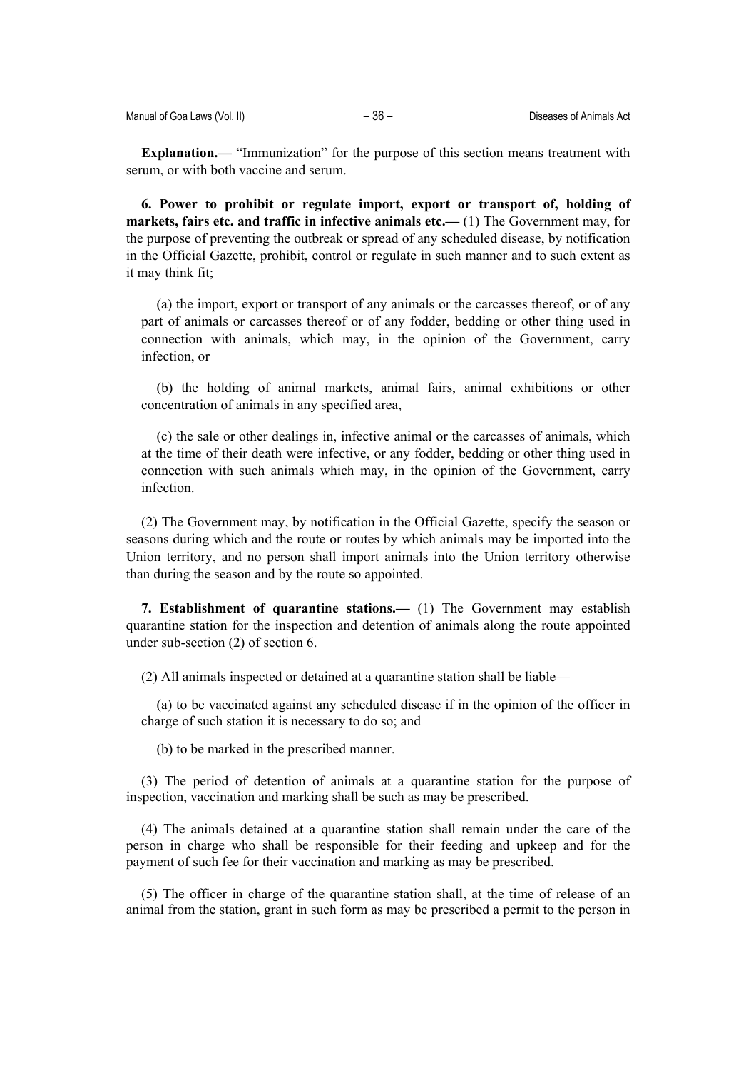**Explanation.—** "Immunization" for the purpose of this section means treatment with serum, or with both vaccine and serum.

**6. Power to prohibit or regulate import, export or transport of, holding of markets, fairs etc. and traffic in infective animals etc.—** (1) The Government may, for the purpose of preventing the outbreak or spread of any scheduled disease, by notification in the Official Gazette, prohibit, control or regulate in such manner and to such extent as it may think fit;

(a) the import, export or transport of any animals or the carcasses thereof, or of any part of animals or carcasses thereof or of any fodder, bedding or other thing used in connection with animals, which may, in the opinion of the Government, carry infection, or

(b) the holding of animal markets, animal fairs, animal exhibitions or other concentration of animals in any specified area,

(c) the sale or other dealings in, infective animal or the carcasses of animals, which at the time of their death were infective, or any fodder, bedding or other thing used in connection with such animals which may, in the opinion of the Government, carry infection.

(2) The Government may, by notification in the Official Gazette, specify the season or seasons during which and the route or routes by which animals may be imported into the Union territory, and no person shall import animals into the Union territory otherwise than during the season and by the route so appointed.

**7. Establishment of quarantine stations.—** (1) The Government may establish quarantine station for the inspection and detention of animals along the route appointed under sub-section (2) of section 6.

(2) All animals inspected or detained at a quarantine station shall be liable—

(a) to be vaccinated against any scheduled disease if in the opinion of the officer in charge of such station it is necessary to do so; and

(b) to be marked in the prescribed manner.

(3) The period of detention of animals at a quarantine station for the purpose of inspection, vaccination and marking shall be such as may be prescribed.

(4) The animals detained at a quarantine station shall remain under the care of the person in charge who shall be responsible for their feeding and upkeep and for the payment of such fee for their vaccination and marking as may be prescribed.

(5) The officer in charge of the quarantine station shall, at the time of release of an animal from the station, grant in such form as may be prescribed a permit to the person in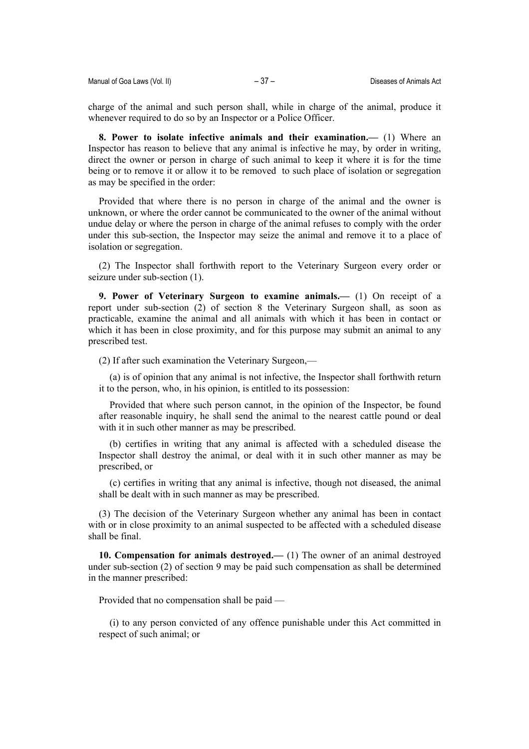charge of the animal and such person shall, while in charge of the animal, produce it whenever required to do so by an Inspector or a Police Officer.

**8. Power to isolate infective animals and their examination.—** (1) Where an Inspector has reason to believe that any animal is infective he may, by order in writing, direct the owner or person in charge of such animal to keep it where it is for the time being or to remove it or allow it to be removed to such place of isolation or segregation as may be specified in the order:

Provided that where there is no person in charge of the animal and the owner is unknown, or where the order cannot be communicated to the owner of the animal without undue delay or where the person in charge of the animal refuses to comply with the order under this sub-section, the Inspector may seize the animal and remove it to a place of isolation or segregation.

(2) The Inspector shall forthwith report to the Veterinary Surgeon every order or seizure under sub-section (1).

**9. Power of Veterinary Surgeon to examine animals.—** (1) On receipt of a report under sub-section (2) of section 8 the Veterinary Surgeon shall, as soon as practicable, examine the animal and all animals with which it has been in contact or which it has been in close proximity, and for this purpose may submit an animal to any prescribed test.

(2) If after such examination the Veterinary Surgeon,—

(a) is of opinion that any animal is not infective, the Inspector shall forthwith return it to the person, who, in his opinion, is entitled to its possession:

Provided that where such person cannot, in the opinion of the Inspector, be found after reasonable inquiry, he shall send the animal to the nearest cattle pound or deal with it in such other manner as may be prescribed.

(b) certifies in writing that any animal is affected with a scheduled disease the Inspector shall destroy the animal, or deal with it in such other manner as may be prescribed, or

(c) certifies in writing that any animal is infective, though not diseased, the animal shall be dealt with in such manner as may be prescribed.

(3) The decision of the Veterinary Surgeon whether any animal has been in contact with or in close proximity to an animal suspected to be affected with a scheduled disease shall be final.

**10. Compensation for animals destroyed.—** (1) The owner of an animal destroyed under sub-section (2) of section 9 may be paid such compensation as shall be determined in the manner prescribed:

Provided that no compensation shall be paid —

(i) to any person convicted of any offence punishable under this Act committed in respect of such animal; or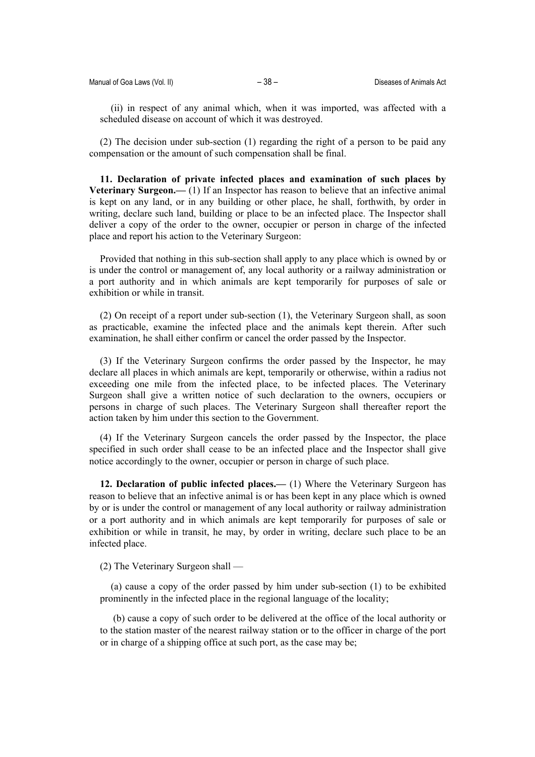(ii) in respect of any animal which, when it was imported, was affected with a scheduled disease on account of which it was destroyed.

(2) The decision under sub-section (1) regarding the right of a person to be paid any compensation or the amount of such compensation shall be final.

**11. Declaration of private infected places and examination of such places by Veterinary Surgeon.—** (1) If an Inspector has reason to believe that an infective animal is kept on any land, or in any building or other place, he shall, forthwith, by order in writing, declare such land, building or place to be an infected place. The Inspector shall deliver a copy of the order to the owner, occupier or person in charge of the infected place and report his action to the Veterinary Surgeon:

Provided that nothing in this sub-section shall apply to any place which is owned by or is under the control or management of, any local authority or a railway administration or a port authority and in which animals are kept temporarily for purposes of sale or exhibition or while in transit.

(2) On receipt of a report under sub-section (1), the Veterinary Surgeon shall, as soon as practicable, examine the infected place and the animals kept therein. After such examination, he shall either confirm or cancel the order passed by the Inspector.

(3) If the Veterinary Surgeon confirms the order passed by the Inspector, he may declare all places in which animals are kept, temporarily or otherwise, within a radius not exceeding one mile from the infected place, to be infected places. The Veterinary Surgeon shall give a written notice of such declaration to the owners, occupiers or persons in charge of such places. The Veterinary Surgeon shall thereafter report the action taken by him under this section to the Government.

(4) If the Veterinary Surgeon cancels the order passed by the Inspector, the place specified in such order shall cease to be an infected place and the Inspector shall give notice accordingly to the owner, occupier or person in charge of such place.

**12. Declaration of public infected places.—** (1) Where the Veterinary Surgeon has reason to believe that an infective animal is or has been kept in any place which is owned by or is under the control or management of any local authority or railway administration or a port authority and in which animals are kept temporarily for purposes of sale or exhibition or while in transit, he may, by order in writing, declare such place to be an infected place.

(2) The Veterinary Surgeon shall —

(a) cause a copy of the order passed by him under sub-section (1) to be exhibited prominently in the infected place in the regional language of the locality;

(b) cause a copy of such order to be delivered at the office of the local authority or to the station master of the nearest railway station or to the officer in charge of the port or in charge of a shipping office at such port, as the case may be;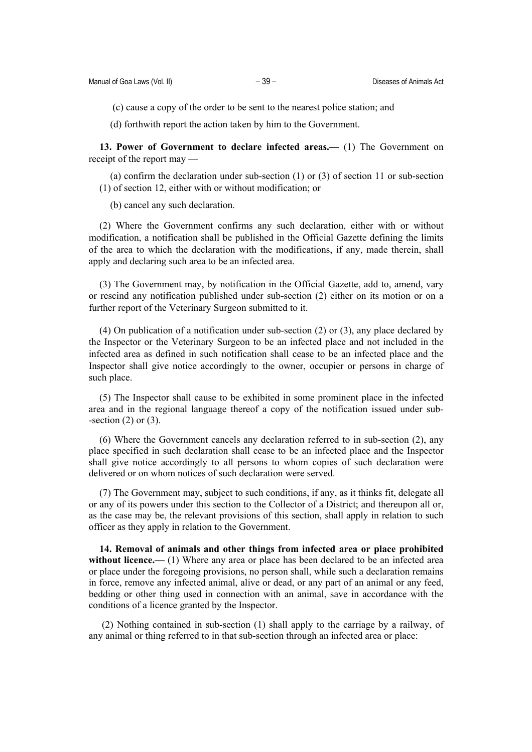(c) cause a copy of the order to be sent to the nearest police station; and

(d) forthwith report the action taken by him to the Government.

**13. Power of Government to declare infected areas.—** (1) The Government on receipt of the report may —

(a) confirm the declaration under sub-section (1) or (3) of section 11 or sub-section (1) of section 12, either with or without modification; or

(b) cancel any such declaration.

(2) Where the Government confirms any such declaration, either with or without modification, a notification shall be published in the Official Gazette defining the limits of the area to which the declaration with the modifications, if any, made therein, shall apply and declaring such area to be an infected area.

(3) The Government may, by notification in the Official Gazette, add to, amend, vary or rescind any notification published under sub-section (2) either on its motion or on a further report of the Veterinary Surgeon submitted to it.

(4) On publication of a notification under sub-section (2) or (3), any place declared by the Inspector or the Veterinary Surgeon to be an infected place and not included in the infected area as defined in such notification shall cease to be an infected place and the Inspector shall give notice accordingly to the owner, occupier or persons in charge of such place.

(5) The Inspector shall cause to be exhibited in some prominent place in the infected area and in the regional language thereof a copy of the notification issued under sub--section (2) or (3).

(6) Where the Government cancels any declaration referred to in sub-section (2), any place specified in such declaration shall cease to be an infected place and the Inspector shall give notice accordingly to all persons to whom copies of such declaration were delivered or on whom notices of such declaration were served.

(7) The Government may, subject to such conditions, if any, as it thinks fit, delegate all or any of its powers under this section to the Collector of a District; and thereupon all or, as the case may be, the relevant provisions of this section, shall apply in relation to such officer as they apply in relation to the Government.

**14. Removal of animals and other things from infected area or place prohibited without licence.—** (1) Where any area or place has been declared to be an infected area or place under the foregoing provisions, no person shall, while such a declaration remains in force, remove any infected animal, alive or dead, or any part of an animal or any feed, bedding or other thing used in connection with an animal, save in accordance with the conditions of a licence granted by the Inspector.

(2) Nothing contained in sub-section (1) shall apply to the carriage by a railway, of any animal or thing referred to in that sub-section through an infected area or place: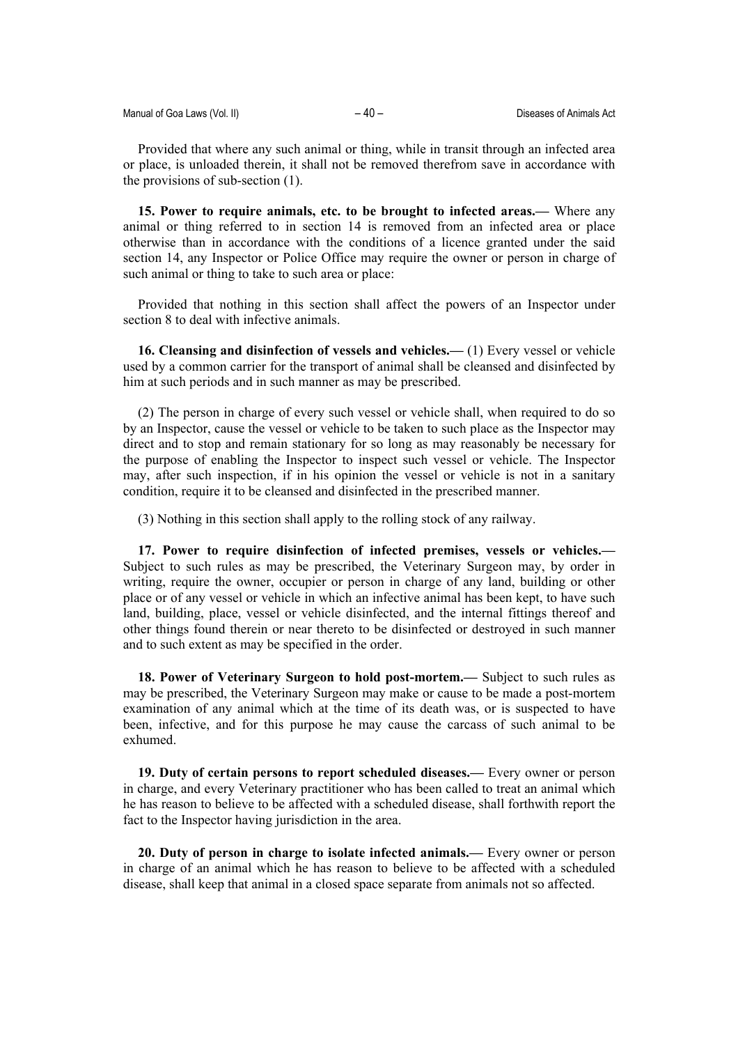Provided that where any such animal or thing, while in transit through an infected area or place, is unloaded therein, it shall not be removed therefrom save in accordance with the provisions of sub-section (1).

**15. Power to require animals, etc. to be brought to infected areas.—** Where any animal or thing referred to in section 14 is removed from an infected area or place otherwise than in accordance with the conditions of a licence granted under the said section 14, any Inspector or Police Office may require the owner or person in charge of such animal or thing to take to such area or place:

Provided that nothing in this section shall affect the powers of an Inspector under section 8 to deal with infective animals.

**16. Cleansing and disinfection of vessels and vehicles.—** (1) Every vessel or vehicle used by a common carrier for the transport of animal shall be cleansed and disinfected by him at such periods and in such manner as may be prescribed.

(2) The person in charge of every such vessel or vehicle shall, when required to do so by an Inspector, cause the vessel or vehicle to be taken to such place as the Inspector may direct and to stop and remain stationary for so long as may reasonably be necessary for the purpose of enabling the Inspector to inspect such vessel or vehicle. The Inspector may, after such inspection, if in his opinion the vessel or vehicle is not in a sanitary condition, require it to be cleansed and disinfected in the prescribed manner.

(3) Nothing in this section shall apply to the rolling stock of any railway.

**17. Power to require disinfection of infected premises, vessels or vehicles.—** Subject to such rules as may be prescribed, the Veterinary Surgeon may, by order in writing, require the owner, occupier or person in charge of any land, building or other place or of any vessel or vehicle in which an infective animal has been kept, to have such land, building, place, vessel or vehicle disinfected, and the internal fittings thereof and other things found therein or near thereto to be disinfected or destroyed in such manner and to such extent as may be specified in the order.

**18. Power of Veterinary Surgeon to hold post-mortem.—** Subject to such rules as may be prescribed, the Veterinary Surgeon may make or cause to be made a post-mortem examination of any animal which at the time of its death was, or is suspected to have been, infective, and for this purpose he may cause the carcass of such animal to be exhumed.

**19. Duty of certain persons to report scheduled diseases.—** Every owner or person in charge, and every Veterinary practitioner who has been called to treat an animal which he has reason to believe to be affected with a scheduled disease, shall forthwith report the fact to the Inspector having jurisdiction in the area.

**20. Duty of person in charge to isolate infected animals.—** Every owner or person in charge of an animal which he has reason to believe to be affected with a scheduled disease, shall keep that animal in a closed space separate from animals not so affected.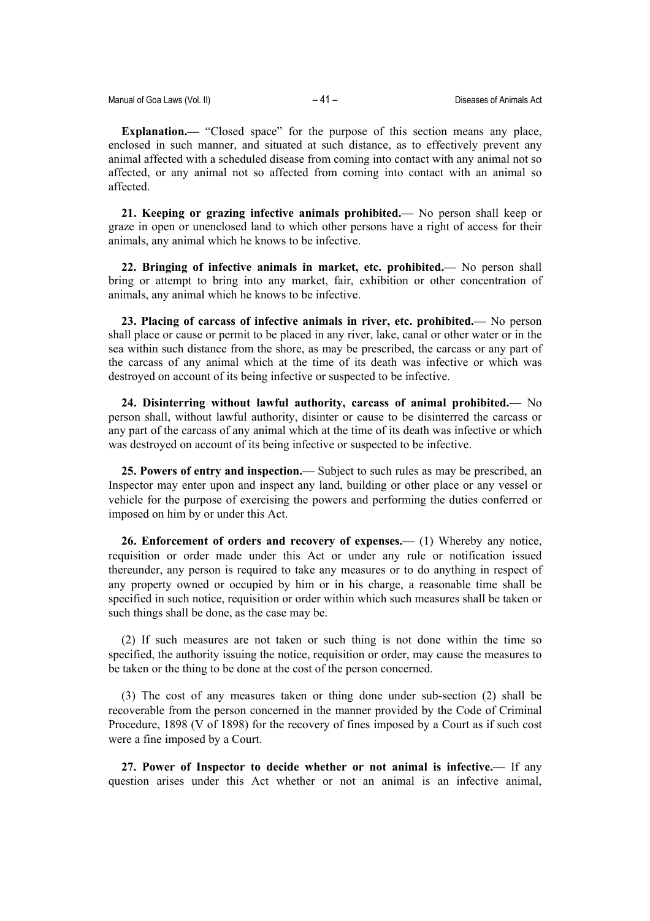**Explanation.—** "Closed space" for the purpose of this section means any place, enclosed in such manner, and situated at such distance, as to effectively prevent any animal affected with a scheduled disease from coming into contact with any animal not so affected, or any animal not so affected from coming into contact with an animal so affected.

**21. Keeping or grazing infective animals prohibited.—** No person shall keep or graze in open or unenclosed land to which other persons have a right of access for their animals, any animal which he knows to be infective.

**22. Bringing of infective animals in market, etc. prohibited.—** No person shall bring or attempt to bring into any market, fair, exhibition or other concentration of animals, any animal which he knows to be infective.

**23. Placing of carcass of infective animals in river, etc. prohibited.—** No person shall place or cause or permit to be placed in any river, lake, canal or other water or in the sea within such distance from the shore, as may be prescribed, the carcass or any part of the carcass of any animal which at the time of its death was infective or which was destroyed on account of its being infective or suspected to be infective.

**24. Disinterring without lawful authority, carcass of animal prohibited.—** No person shall, without lawful authority, disinter or cause to be disinterred the carcass or any part of the carcass of any animal which at the time of its death was infective or which was destroyed on account of its being infective or suspected to be infective.

**25. Powers of entry and inspection.—** Subject to such rules as may be prescribed, an Inspector may enter upon and inspect any land, building or other place or any vessel or vehicle for the purpose of exercising the powers and performing the duties conferred or imposed on him by or under this Act.

**26. Enforcement of orders and recovery of expenses.—** (1) Whereby any notice, requisition or order made under this Act or under any rule or notification issued thereunder, any person is required to take any measures or to do anything in respect of any property owned or occupied by him or in his charge, a reasonable time shall be specified in such notice, requisition or order within which such measures shall be taken or such things shall be done, as the case may be.

(2) If such measures are not taken or such thing is not done within the time so specified, the authority issuing the notice, requisition or order, may cause the measures to be taken or the thing to be done at the cost of the person concerned.

(3) The cost of any measures taken or thing done under sub-section (2) shall be recoverable from the person concerned in the manner provided by the Code of Criminal Procedure, 1898 (V of 1898) for the recovery of fines imposed by a Court as if such cost were a fine imposed by a Court.

**27. Power of Inspector to decide whether or not animal is infective.—** If any question arises under this Act whether or not an animal is an infective animal,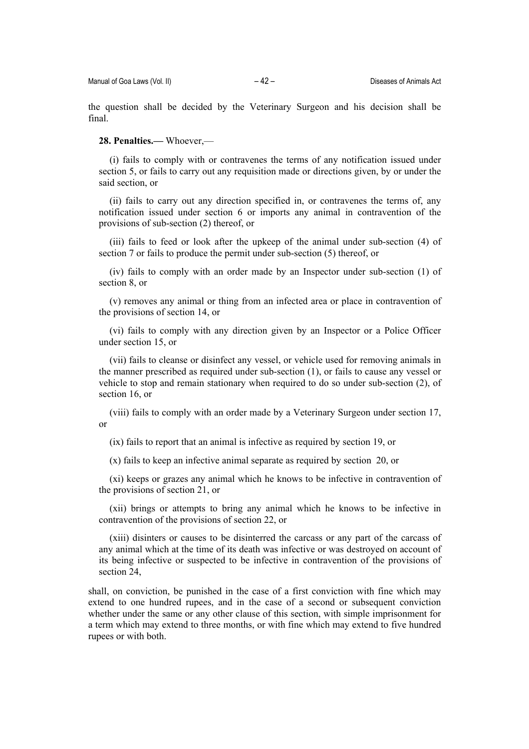the question shall be decided by the Veterinary Surgeon and his decision shall be final.

**28. Penalties.—** Whoever,—

(i) fails to comply with or contravenes the terms of any notification issued under section 5, or fails to carry out any requisition made or directions given, by or under the said section, or

(ii) fails to carry out any direction specified in, or contravenes the terms of, any notification issued under section 6 or imports any animal in contravention of the provisions of sub-section (2) thereof, or

(iii) fails to feed or look after the upkeep of the animal under sub-section (4) of section 7 or fails to produce the permit under sub-section (5) thereof, or

(iv) fails to comply with an order made by an Inspector under sub-section (1) of section 8, or

(v) removes any animal or thing from an infected area or place in contravention of the provisions of section 14, or

(vi) fails to comply with any direction given by an Inspector or a Police Officer under section 15, or

(vii) fails to cleanse or disinfect any vessel, or vehicle used for removing animals in the manner prescribed as required under sub-section (1), or fails to cause any vessel or vehicle to stop and remain stationary when required to do so under sub-section (2), of section 16, or

(viii) fails to comply with an order made by a Veterinary Surgeon under section 17, or

(ix) fails to report that an animal is infective as required by section 19, or

(x) fails to keep an infective animal separate as required by section 20, or

(xi) keeps or grazes any animal which he knows to be infective in contravention of the provisions of section 21, or

(xii) brings or attempts to bring any animal which he knows to be infective in contravention of the provisions of section 22, or

(xiii) disinters or causes to be disinterred the carcass or any part of the carcass of any animal which at the time of its death was infective or was destroyed on account of its being infective or suspected to be infective in contravention of the provisions of section 24,

shall, on conviction, be punished in the case of a first conviction with fine which may extend to one hundred rupees, and in the case of a second or subsequent conviction whether under the same or any other clause of this section, with simple imprisonment for a term which may extend to three months, or with fine which may extend to five hundred rupees or with both.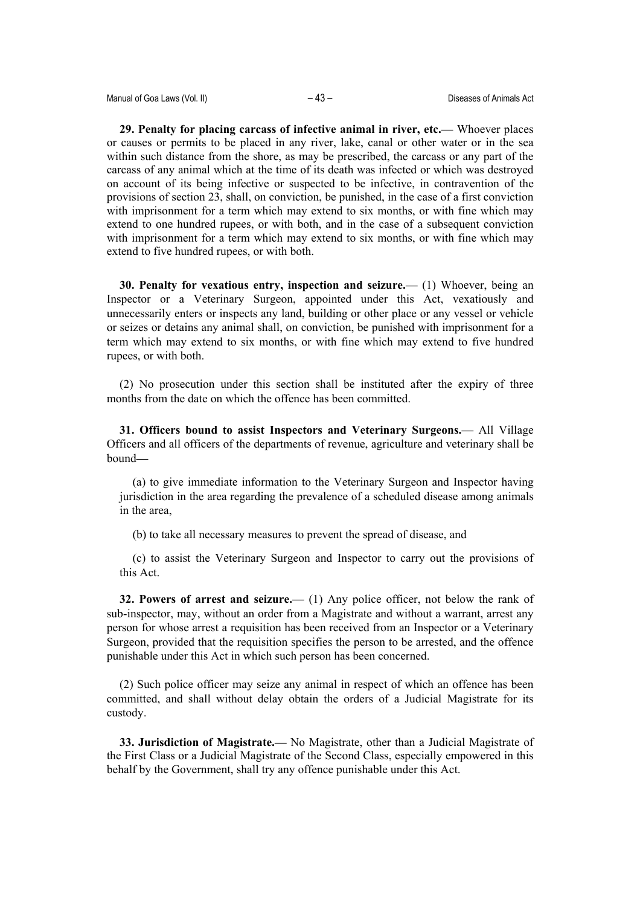**29. Penalty for placing carcass of infective animal in river, etc.—** Whoever places or causes or permits to be placed in any river, lake, canal or other water or in the sea within such distance from the shore, as may be prescribed, the carcass or any part of the carcass of any animal which at the time of its death was infected or which was destroyed on account of its being infective or suspected to be infective, in contravention of the provisions of section 23, shall, on conviction, be punished, in the case of a first conviction with imprisonment for a term which may extend to six months, or with fine which may extend to one hundred rupees, or with both, and in the case of a subsequent conviction with imprisonment for a term which may extend to six months, or with fine which may extend to five hundred rupees, or with both.

**30. Penalty for vexatious entry, inspection and seizure.—** (1) Whoever, being an Inspector or a Veterinary Surgeon, appointed under this Act, vexatiously and unnecessarily enters or inspects any land, building or other place or any vessel or vehicle or seizes or detains any animal shall, on conviction, be punished with imprisonment for a term which may extend to six months, or with fine which may extend to five hundred rupees, or with both.

(2) No prosecution under this section shall be instituted after the expiry of three months from the date on which the offence has been committed.

**31. Officers bound to assist Inspectors and Veterinary Surgeons.—** All Village Officers and all officers of the departments of revenue, agriculture and veterinary shall be bound—

(a) to give immediate information to the Veterinary Surgeon and Inspector having jurisdiction in the area regarding the prevalence of a scheduled disease among animals in the area,

(b) to take all necessary measures to prevent the spread of disease, and

(c) to assist the Veterinary Surgeon and Inspector to carry out the provisions of this Act.

**32. Powers of arrest and seizure.—** (1) Any police officer, not below the rank of sub-inspector, may, without an order from a Magistrate and without a warrant, arrest any person for whose arrest a requisition has been received from an Inspector or a Veterinary Surgeon, provided that the requisition specifies the person to be arrested, and the offence punishable under this Act in which such person has been concerned.

(2) Such police officer may seize any animal in respect of which an offence has been committed, and shall without delay obtain the orders of a Judicial Magistrate for its custody.

**33. Jurisdiction of Magistrate.—** No Magistrate, other than a Judicial Magistrate of the First Class or a Judicial Magistrate of the Second Class, especially empowered in this behalf by the Government, shall try any offence punishable under this Act.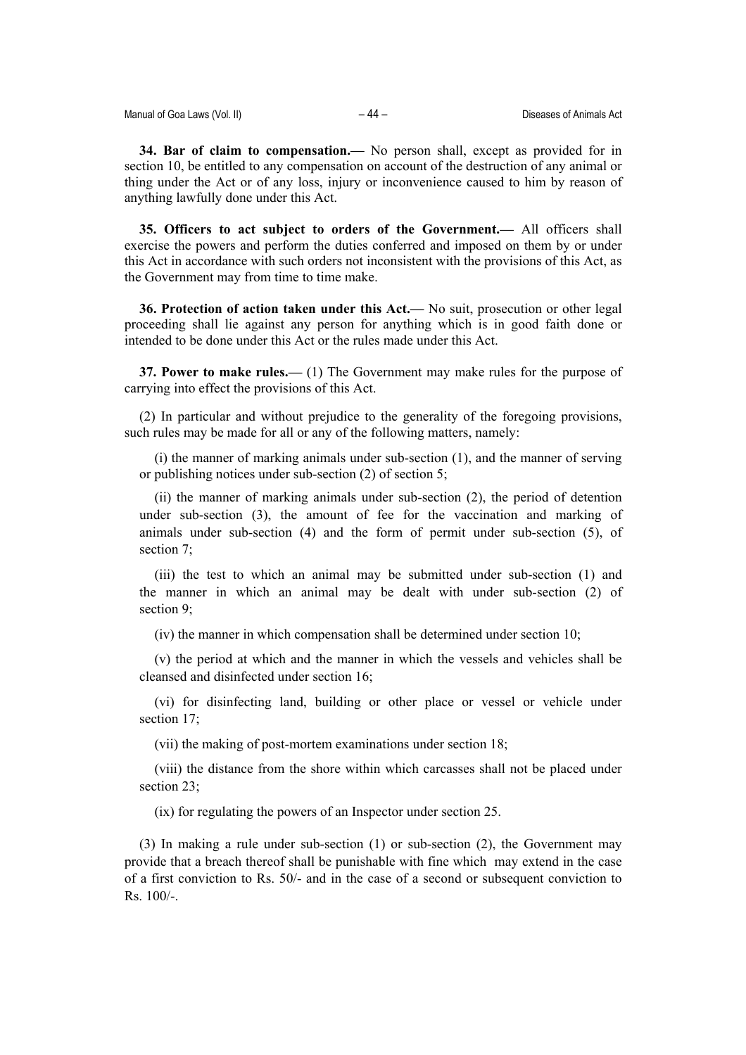**34. Bar of claim to compensation.—** No person shall, except as provided for in section 10, be entitled to any compensation on account of the destruction of any animal or thing under the Act or of any loss, injury or inconvenience caused to him by reason of anything lawfully done under this Act.

**35. Officers to act subject to orders of the Government.—** All officers shall exercise the powers and perform the duties conferred and imposed on them by or under this Act in accordance with such orders not inconsistent with the provisions of this Act, as the Government may from time to time make.

**36. Protection of action taken under this Act.—** No suit, prosecution or other legal proceeding shall lie against any person for anything which is in good faith done or intended to be done under this Act or the rules made under this Act.

**37. Power to make rules.—** (1) The Government may make rules for the purpose of carrying into effect the provisions of this Act.

(2) In particular and without prejudice to the generality of the foregoing provisions, such rules may be made for all or any of the following matters, namely:

(i) the manner of marking animals under sub-section (1), and the manner of serving or publishing notices under sub-section (2) of section 5;

(ii) the manner of marking animals under sub-section (2), the period of detention under sub-section (3), the amount of fee for the vaccination and marking of animals under sub-section (4) and the form of permit under sub-section (5), of section 7;

(iii) the test to which an animal may be submitted under sub-section (1) and the manner in which an animal may be dealt with under sub-section (2) of section 9;

(iv) the manner in which compensation shall be determined under section 10;

(v) the period at which and the manner in which the vessels and vehicles shall be cleansed and disinfected under section 16;

(vi) for disinfecting land, building or other place or vessel or vehicle under section 17;

(vii) the making of post-mortem examinations under section 18;

(viii) the distance from the shore within which carcasses shall not be placed under section 23;

(ix) for regulating the powers of an Inspector under section 25.

(3) In making a rule under sub-section (1) or sub-section (2), the Government may provide that a breach thereof shall be punishable with fine which may extend in the case of a first conviction to Rs. 50/- and in the case of a second or subsequent conviction to Rs. 100/-.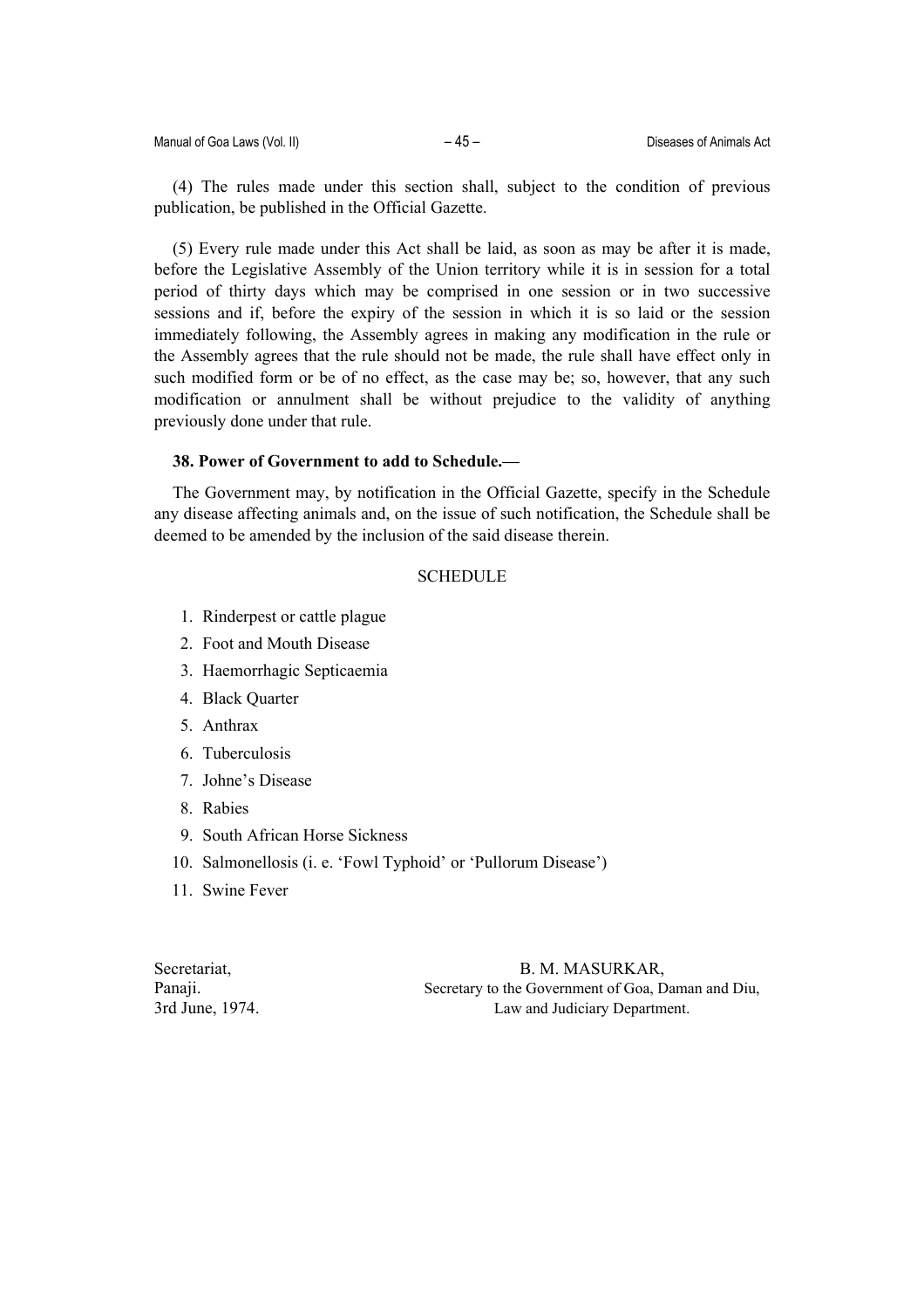(4) The rules made under this section shall, subject to the condition of previous publication, be published in the Official Gazette.

(5) Every rule made under this Act shall be laid, as soon as may be after it is made, before the Legislative Assembly of the Union territory while it is in session for a total period of thirty days which may be comprised in one session or in two successive sessions and if, before the expiry of the session in which it is so laid or the session immediately following, the Assembly agrees in making any modification in the rule or the Assembly agrees that the rule should not be made, the rule shall have effect only in such modified form or be of no effect, as the case may be; so, however, that any such modification or annulment shall be without prejudice to the validity of anything previously done under that rule.

**38. Power of Government to add to Schedule.—**

The Government may, by notification in the Official Gazette, specify in the Schedule any disease affecting animals and, on the issue of such notification, the Schedule shall be deemed to be amended by the inclusion of the said disease therein.

## SCHEDULE

1. Rinderpest or cattle plague
2. Foot and Mouth Disease
3. Haemorrhagic Septicaemia
4. Black Quarter
5. Anthrax
6. Tuberculosis
7. Johne's Disease
8. Rabies
9. South African Horse Sickness
10. Salmonellosis (i. e. 'Fowl Typhoid' or 'Pullorum Disease')
11. Swine Fever

Secretariat,
Panaji.
3rd June, 1974.

B. M. MASURKAR,
Secretary to the Government of Goa, Daman and Diu,
Law and Judiciary Department.